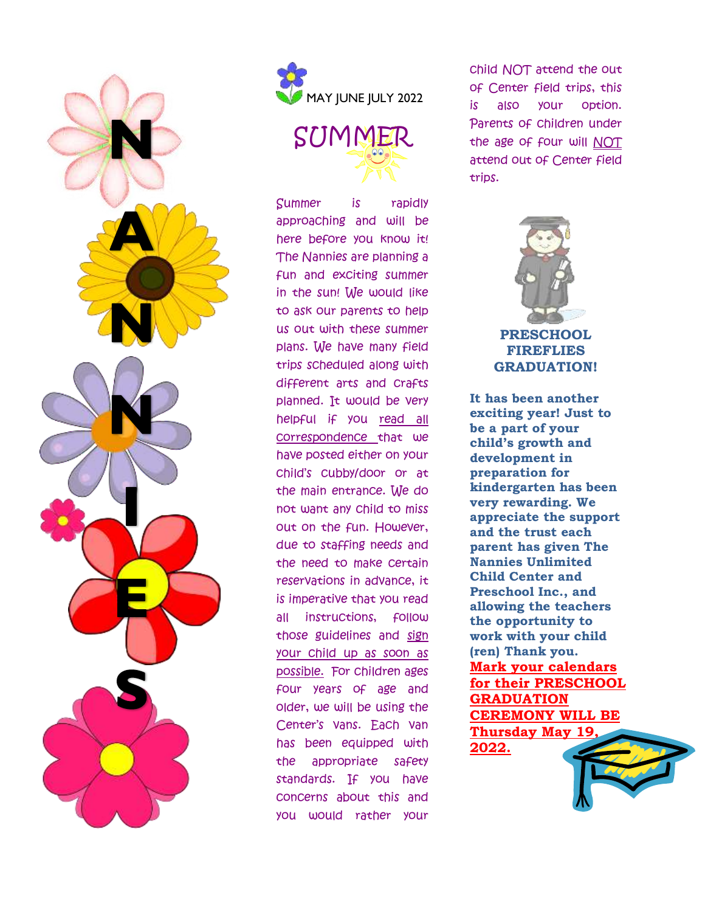NANNIES

MAY JUNE JULY 2022

# SUMMER

Summer is rapidly approaching and will be here before you know it! The Nannies are planning a fun and exciting summer in the sun! We would like to ask our parents to help us out with these summer plans. We have many field trips scheduled along with different arts and crafts planned. It would be very helpful if you read all correspondence that we have posted either on your child's cubby/door or at the main entrance. We do not want any child to miss out on the fun. However, due to staffing needs and the need to make certain reservations in advance, it is imperative that you read all instructions, follow those guidelines and sign your child up as soon as possible. For children ages four years of age and older, we will be using the Center's vans. Each van has been equipped with the appropriate safety standards. If you have concerns about this and you would rather your child NOT attend the out of Center field trips, this is also your option. Parents of children under the age of four will NOT attend out of Center field trips.

## PRESCHOOL FIREFLIES GRADUATION!

**It has been another exciting year! Just to be a part of your child's growth and development in preparation for kindergarten has been very rewarding. We appreciate the support and the trust each parent has given The Nannies Unlimited Child Center and Preschool Inc., and allowing the teachers the opportunity to work with your child (ren) Thank you.**

**Mark your calendars for their PRESCHOOL GRADUATION CEREMONY WILL BE Thursday May 19, 2022.**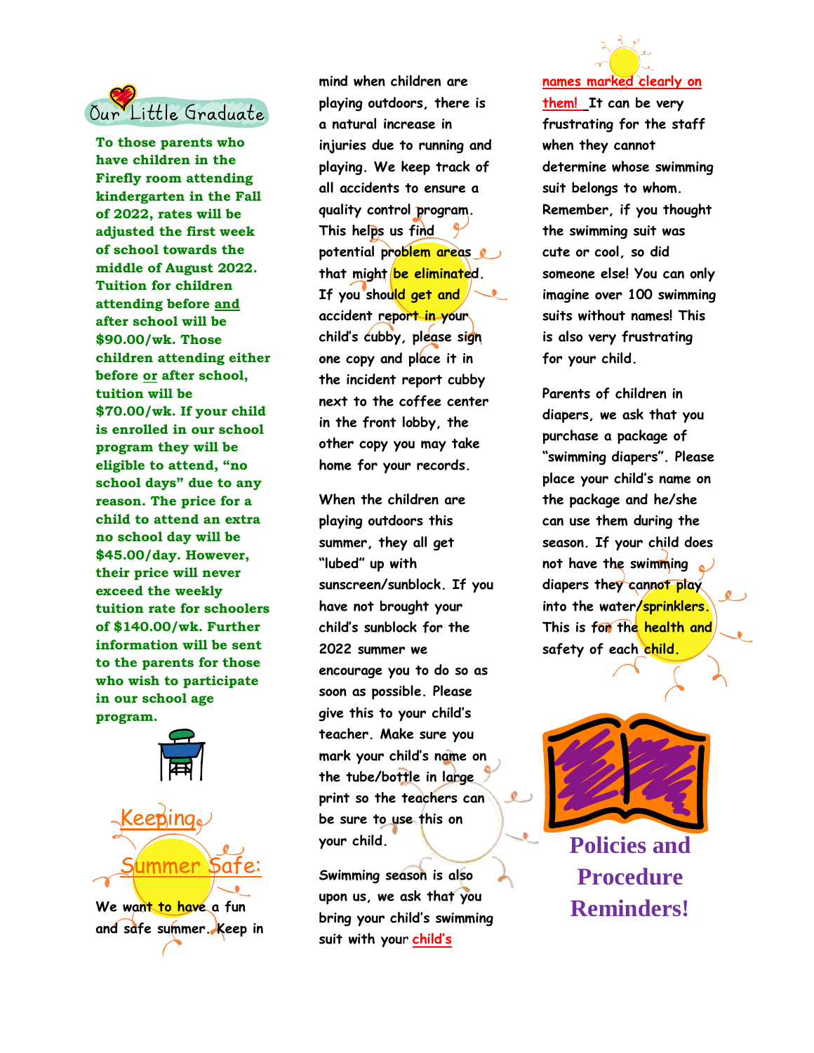## Our Little Graduate

**To those parents who have children in the Firefly room attending kindergarten in the Fall of 2022, rates will be adjusted the first week of school towards the middle of August 2022. Tuition for children attending before and after school will be $90.00/wk. Those children attending either before or after school, tuition will be $70.00/wk. If your child is enrolled in our school program they will be eligible to attend, "no school days" due to any reason. The price for a child to attend an extra no school day will be $45.00/day. However, their price will never exceed the weekly tuition rate for schoolers of $140.00/wk. Further information will be sent to the parents for those who wish to participate in our school age program.**

## Keeping Summer Safe:

We want to have a fun and safe summer. Keep in mind when children are playing outdoors, there is a natural increase in injuries due to running and playing. We keep track of all accidents to ensure a quality control program. This helps us find potential problem areas that might be eliminated. If you should get and accident report in your child's cubby, please sign one copy and place it in the incident report cubby next to the coffee center in the front lobby, the other copy you may take home for your records.

When the children are playing outdoors this summer, they all get "lubed" up with sunscreen/sunblock. If you have not brought your child's sunblock for the 2022 summer we encourage you to do so as soon as possible. Please give this to your child's teacher. Make sure you mark your child's name on the tube/bottle in large print so the teachers can be sure to use this on your child.

Swimming season is also upon us, we ask that you bring your child's swimming suit with your child's names marked clearly on them! It can be very frustrating for the staff when they cannot determine whose swimming suit belongs to whom. Remember, if you thought the swimming suit was cute or cool, so did someone else! You can only imagine over 100 swimming suits without names! This is also very frustrating for your child.

Parents of children in diapers, we ask that you purchase a package of "swimming diapers". Please place your child's name on the package and he/she can use them during the season. If your child does not have the swimming diapers they cannot play into the water/sprinklers. This is for the health and safety of each child.

## Policies and Procedure Reminders!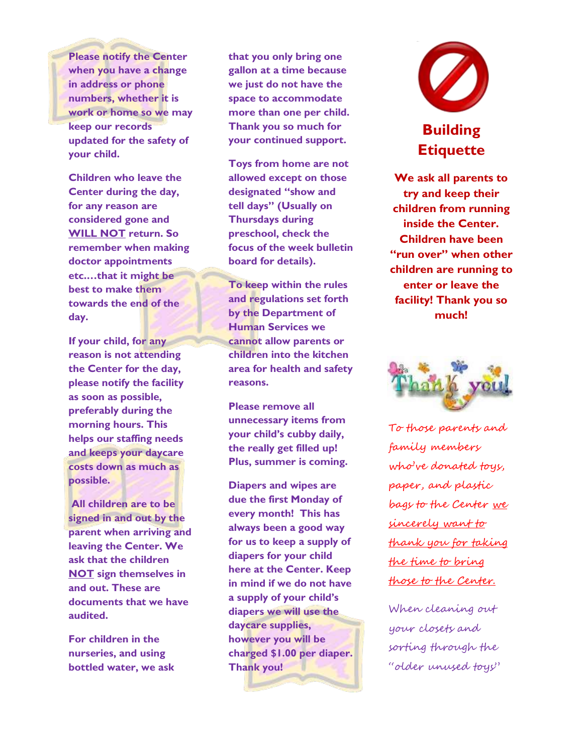**Please notify the Center when you have a change in address or phone numbers, whether it is work or home so we may keep our records updated for the safety of your child.**

**Children who leave the Center during the day, for any reason are considered gone and <u>WILL NOT</u> return. So remember when making doctor appointments etc.…that it might be best to make them towards the end of the day.**

**If your child, for any reason is not attending the Center for the day, please notify the facility as soon as possible, preferably during the morning hours. This helps our staffing needs and keeps your daycare costs down as much as possible.**

**All children are to be signed in and out by the parent when arriving and leaving the Center. We ask that the children <u>NOT</u> sign themselves in and out. These are documents that we have audited.**

**For children in the nurseries, and using bottled water, we ask that you only bring one gallon at a time because we just do not have the space to accommodate more than one per child. Thank you so much for your continued support.**

**Toys from home are not allowed except on those designated "show and tell days" (Usually on Thursdays during preschool, check the focus of the week bulletin board for details).**

**To keep within the rules and regulations set forth by the Department of Human Services we cannot allow parents or children into the kitchen area for health and safety reasons.**

**Please remove all unnecessary items from your child's cubby daily, the really get filled up! Plus, summer is coming.**

**Diapers and wipes are due the first Monday of every month! This has always been a good way for us to keep a supply of diapers for your child here at the Center. Keep in mind if we do not have a supply of your child's diapers we will use the daycare supplies, however you will be charged $1.00 per diaper. Thank you!**

## Building Etiquette

**We ask all parents to try and keep their children from running inside the Center. Children have been "run over" when other children are running to enter or leave the facility! Thank you so much!**

Thank you!

*To those parents and family members who've donated toys, paper, and plastic bags to the Center <u>we sincerely want to thank you for taking the time to bring those to the Center.</u>*

*When cleaning out your closets and sorting through the "older unused toys"*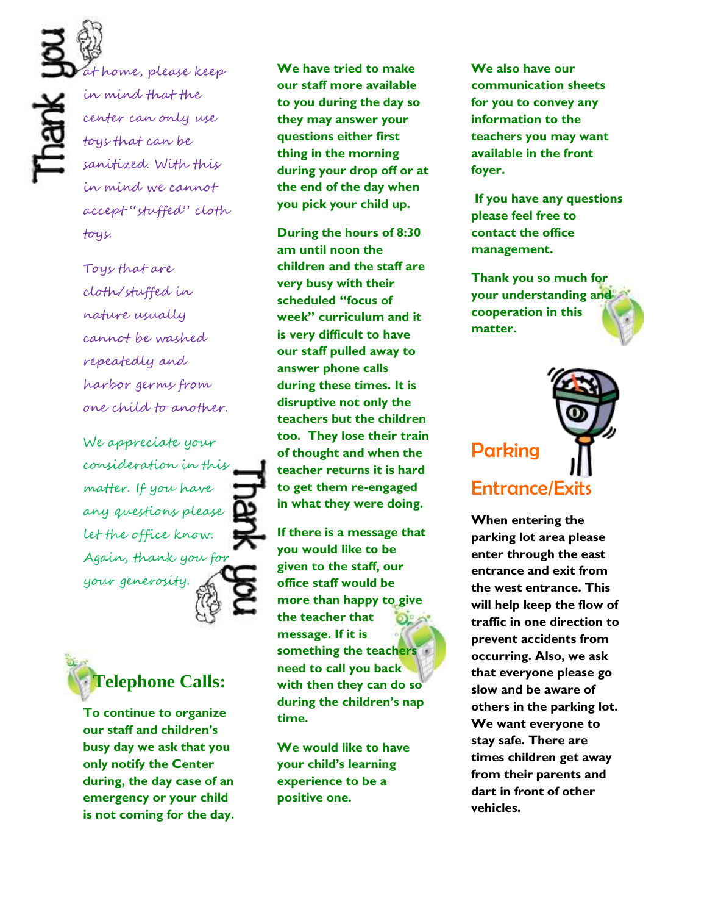Thank you

at home, please keep in mind that the center can only use toys that can be sanitized. With this in mind we cannot accept "stuffed" cloth toys.

Toys that are cloth/stuffed in nature usually cannot be washed repeatedly and harbor germs from one child to another.

We appreciate your consideration in this matter. If you have any questions please let the office know. Again, thank you for your generosity.

Thank you

## Telephone Calls:

**To continue to organize our staff and children's busy day we ask that you only notify the Center during, the day case of an emergency or your child is not coming for the day.**

**We have tried to make our staff more available to you during the day so they may answer your questions either first thing in the morning during your drop off or at the end of the day when you pick your child up.**

**During the hours of 8:30 am until noon the children and the staff are very busy with their scheduled "focus of week" curriculum and it is very difficult to have our staff pulled away to answer phone calls during these times. It is disruptive not only the teachers but the children too. They lose their train of thought and when the teacher returns it is hard to get them re-engaged in what they were doing.**

**If there is a message that you would like to be given to the staff, our office staff would be more than happy to give the teacher that message. If it is something the teachers need to call you back with then they can do so during the children's nap time.**

**We would like to have your child's learning experience to be a positive one.**

**We also have our communication sheets for you to convey any information to the teachers you may want available in the front foyer.**

**If you have any questions please feel free to contact the office management.**

**Thank you so much for your understanding and cooperation in this matter.**

## Parking Entrance/Exits

**When entering the parking lot area please enter through the east entrance and exit from the west entrance. This will help keep the flow of traffic in one direction to prevent accidents from occurring. Also, we ask that everyone please go slow and be aware of others in the parking lot. We want everyone to stay safe. There are times children get away from their parents and dart in front of other vehicles.**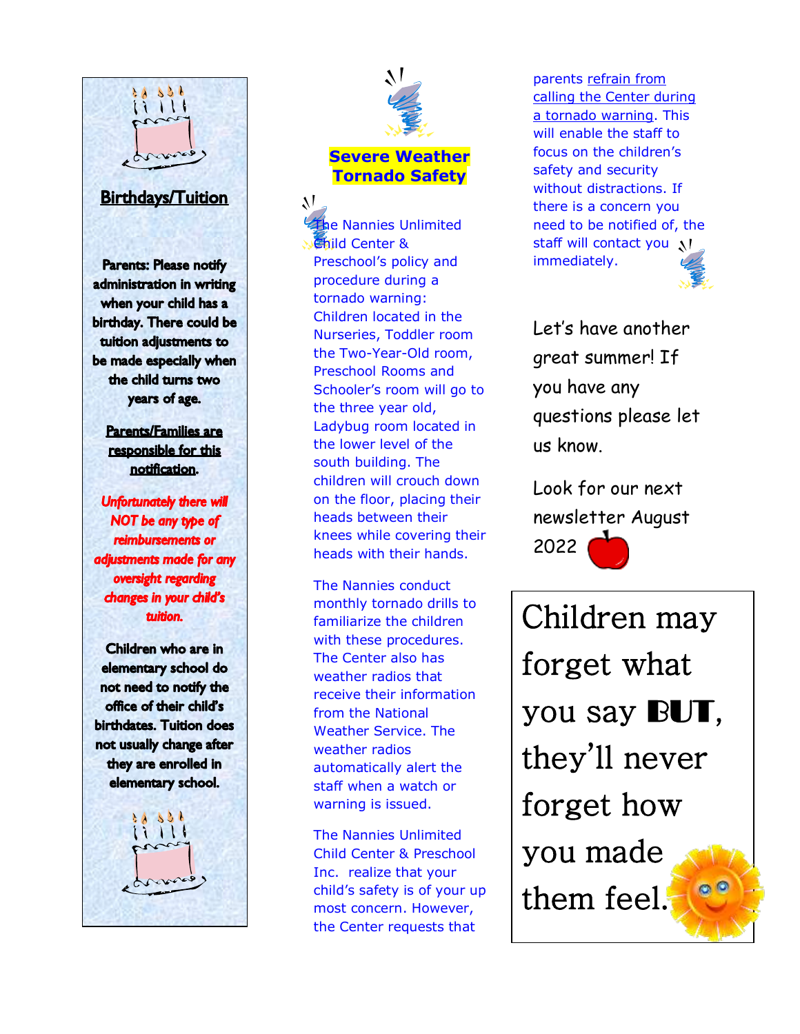## Birthdays/Tuition

**Parents: Please notify administration in writing when your child has a birthday. There could be tuition adjustments to be made especially when the child turns two years of age.**

**Parents/Families are responsible for this notification.**

***Unfortunately there will NOT be any type of reimbursements or adjustments made for any oversight regarding changes in your child's tuition.***

**Children who are in elementary school do not need to notify the office of their child's birthdates. Tuition does not usually change after they are enrolled in elementary school.**

## Severe Weather Tornado Safety

The Nannies Unlimited Child Center & Preschool's policy and procedure during a tornado warning: Children located in the Nurseries, Toddler room the Two-Year-Old room, Preschool Rooms and Schooler's room will go to the three year old, Ladybug room located in the lower level of the south building. The children will crouch down on the floor, placing their heads between their knees while covering their heads with their hands.

The Nannies conduct monthly tornado drills to familiarize the children with these procedures. The Center also has weather radios that receive their information from the National Weather Service. The weather radios automatically alert the staff when a watch or warning is issued.

The Nannies Unlimited Child Center & Preschool Inc. realize that your child's safety is of your up most concern. However, the Center requests that parents refrain from calling the Center during a tornado warning. This will enable the staff to focus on the children's safety and security without distractions. If there is a concern you need to be notified of, the staff will contact you immediately.

Let's have another great summer! If you have any questions please let us know.

Look for our next newsletter August 2022

Children may forget what you say BUT, they'll never forget how you made them feel.